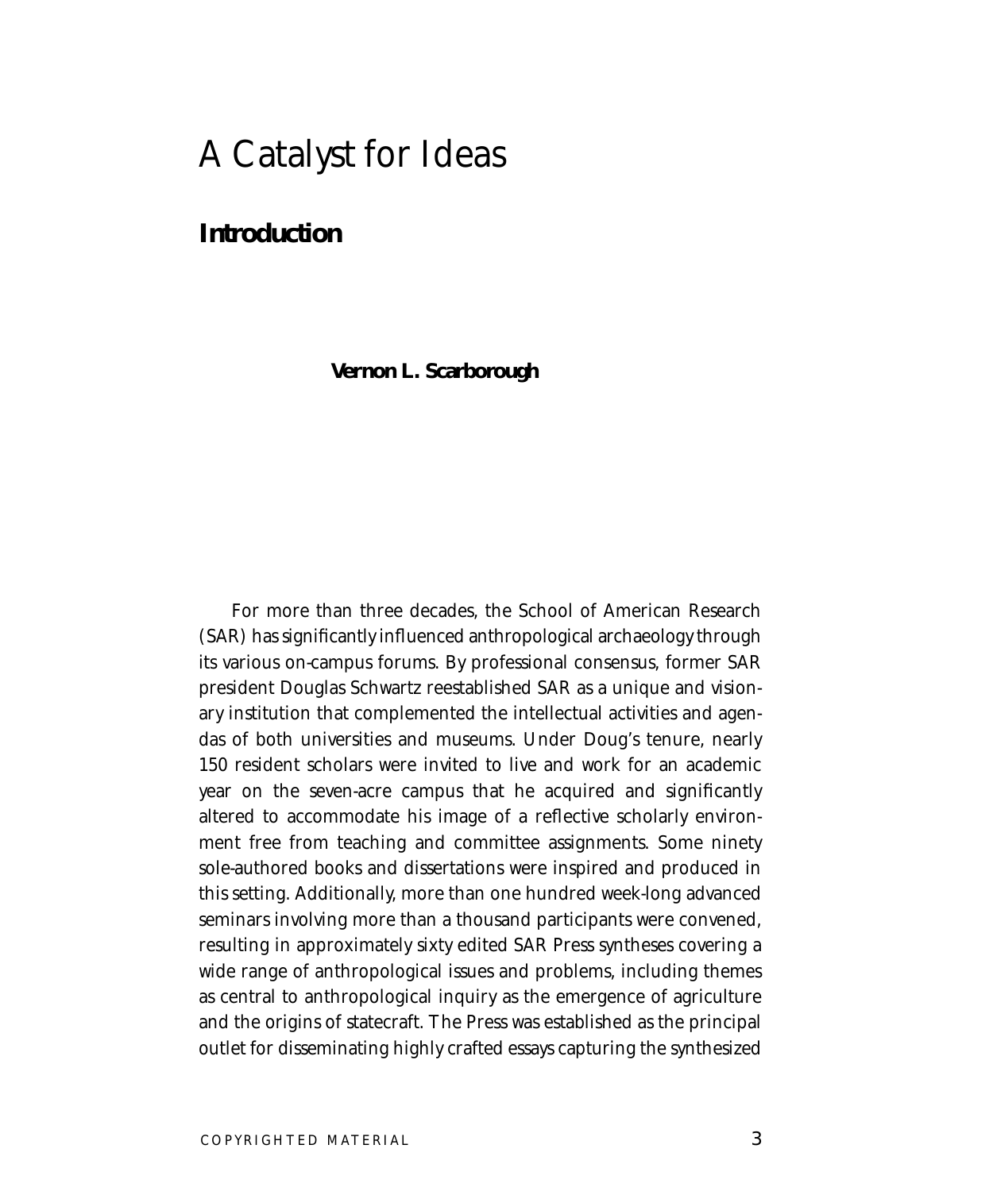# A Catalyst for Ideas

## Introduction

**Vernon L. Scarborough**

For more than three decades, the School of American Research (SAR) has significantly influenced anthropological archaeology through its various on-campus forums. By professional consensus, former SAR president Douglas Schwartz reestablished SAR as a unique and visionary institution that complemented the intellectual activities and agendas of both universities and museums. Under Doug's tenure, nearly 150 resident scholars were invited to live and work for an academic year on the seven-acre campus that he acquired and significantly altered to accommodate his image of a reflective scholarly environment free from teaching and committee assignments. Some ninety sole-authored books and dissertations were inspired and produced in this setting. Additionally, more than one hundred week-long advanced seminars involving more than a thousand participants were convened, resulting in approximately sixty edited SAR Press syntheses covering a wide range of anthropological issues and problems, including themes as central to anthropological inquiry as the emergence of agriculture and the origins of statecraft. The Press was established as the principal outlet for disseminating highly crafted essays capturing the synthesized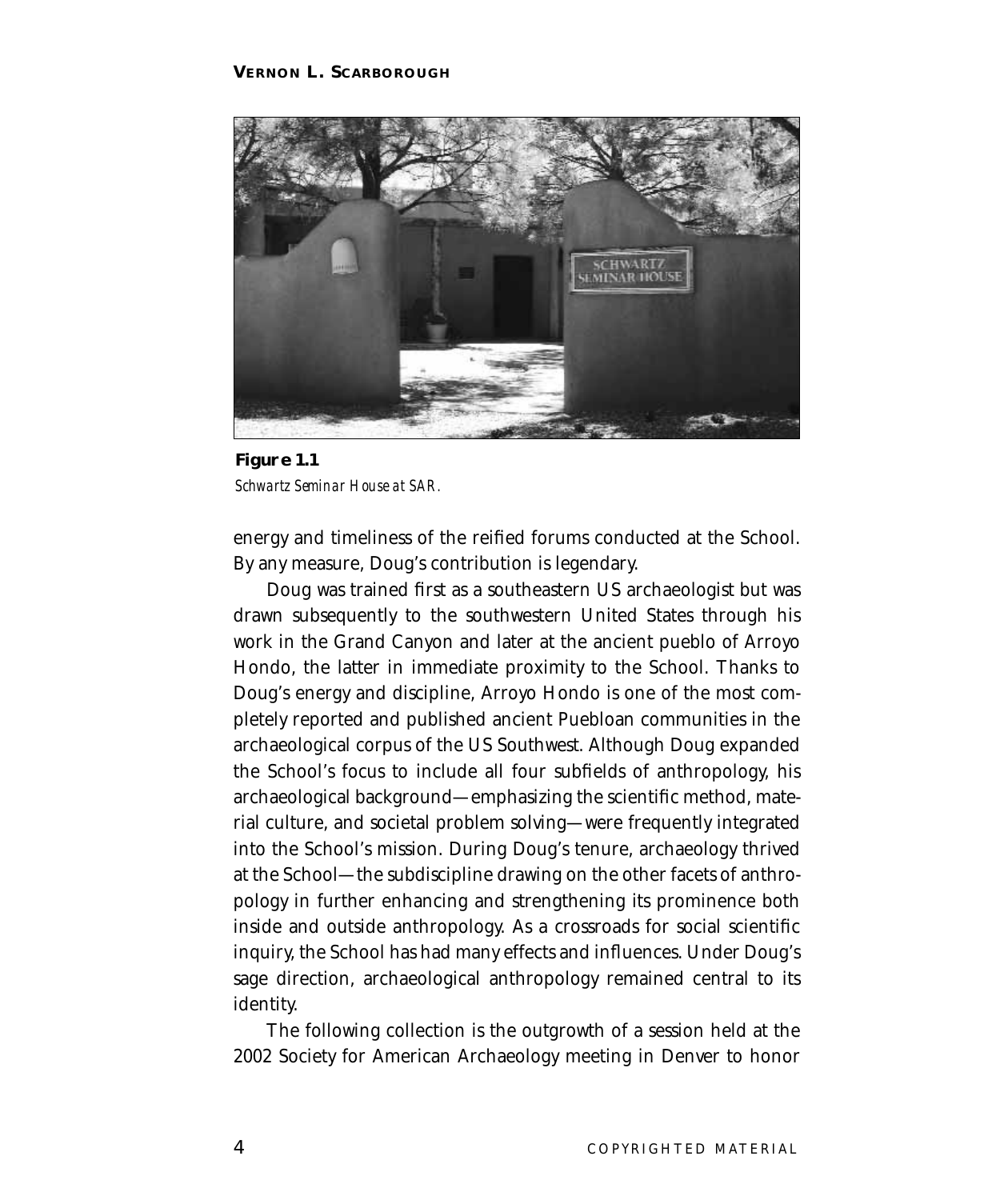**Figure 1.1**

*Schwartz Seminar House at SAR.*

energy and timeliness of the reified forums conducted at the School. By any measure, Doug's contribution is legendary.

Doug was trained first as a southeastern US archaeologist but was drawn subsequently to the southwestern United States through his work in the Grand Canyon and later at the ancient pueblo of Arroyo Hondo, the latter in immediate proximity to the School. Thanks to Doug's energy and discipline, Arroyo Hondo is one of the most completely reported and published ancient Puebloan communities in the archaeological corpus of the US Southwest. Although Doug expanded the School's focus to include all four subfields of anthropology, his archaeological background—emphasizing the scientific method, material culture, and societal problem solving—were frequently integrated into the School's mission. During Doug's tenure, archaeology thrived at the School—the subdiscipline drawing on the other facets of anthropology in further enhancing and strengthening its prominence both inside and outside anthropology. As a crossroads for social scientific inquiry, the School has had many effects and influences. Under Doug's sage direction, archaeological anthropology remained central to its identity.

The following collection is the outgrowth of a session held at the 2002 Society for American Archaeology meeting in Denver to honor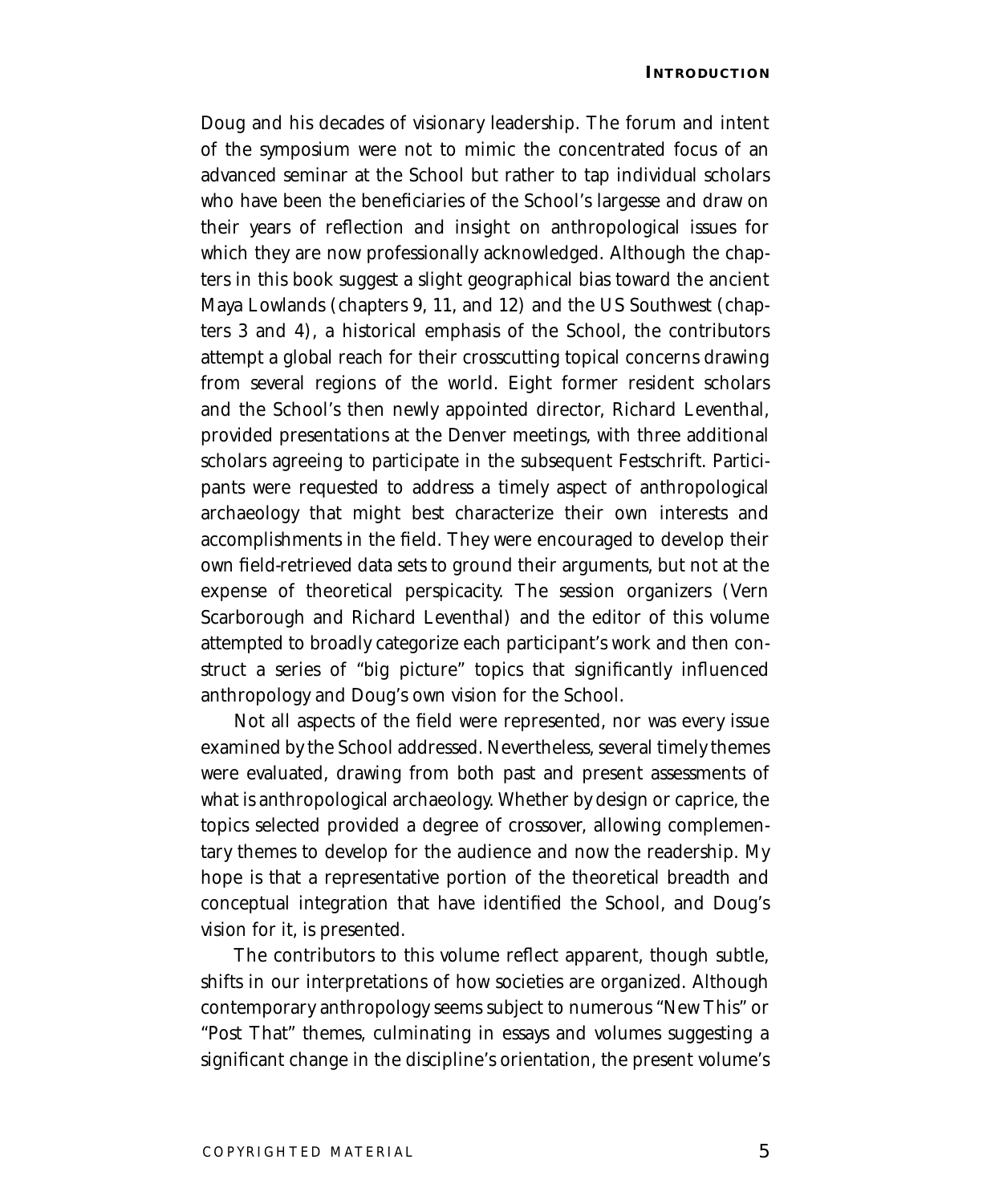Doug and his decades of visionary leadership. The forum and intent of the symposium were not to mimic the concentrated focus of an advanced seminar at the School but rather to tap individual scholars who have been the beneficiaries of the School's largesse and draw on their years of reflection and insight on anthropological issues for which they are now professionally acknowledged. Although the chapters in this book suggest a slight geographical bias toward the ancient Maya Lowlands (chapters 9, 11, and 12) and the US Southwest (chapters 3 and 4), a historical emphasis of the School, the contributors attempt a global reach for their crosscutting topical concerns drawing from several regions of the world. Eight former resident scholars and the School's then newly appointed director, Richard Leventhal, provided presentations at the Denver meetings, with three additional scholars agreeing to participate in the subsequent Festschrift. Participants were requested to address a timely aspect of anthropological archaeology that might best characterize their own interests and accomplishments in the field. They were encouraged to develop their own field-retrieved data sets to ground their arguments, but not at the expense of theoretical perspicacity. The session organizers (Vern Scarborough and Richard Leventhal) and the editor of this volume attempted to broadly categorize each participant's work and then construct a series of "big picture" topics that significantly influenced anthropology and Doug's own vision for the School.

Not all aspects of the field were represented, nor was every issue examined by the School addressed. Nevertheless, several timely themes were evaluated, drawing from both past and present assessments of what is anthropological archaeology. Whether by design or caprice, the topics selected provided a degree of crossover, allowing complementary themes to develop for the audience and now the readership. My hope is that a representative portion of the theoretical breadth and conceptual integration that have identified the School, and Doug's vision for it, is presented.

The contributors to this volume reflect apparent, though subtle, shifts in our interpretations of how societies are organized. Although contemporary anthropology seems subject to numerous "New This" or "Post That" themes, culminating in essays and volumes suggesting a significant change in the discipline's orientation, the present volume's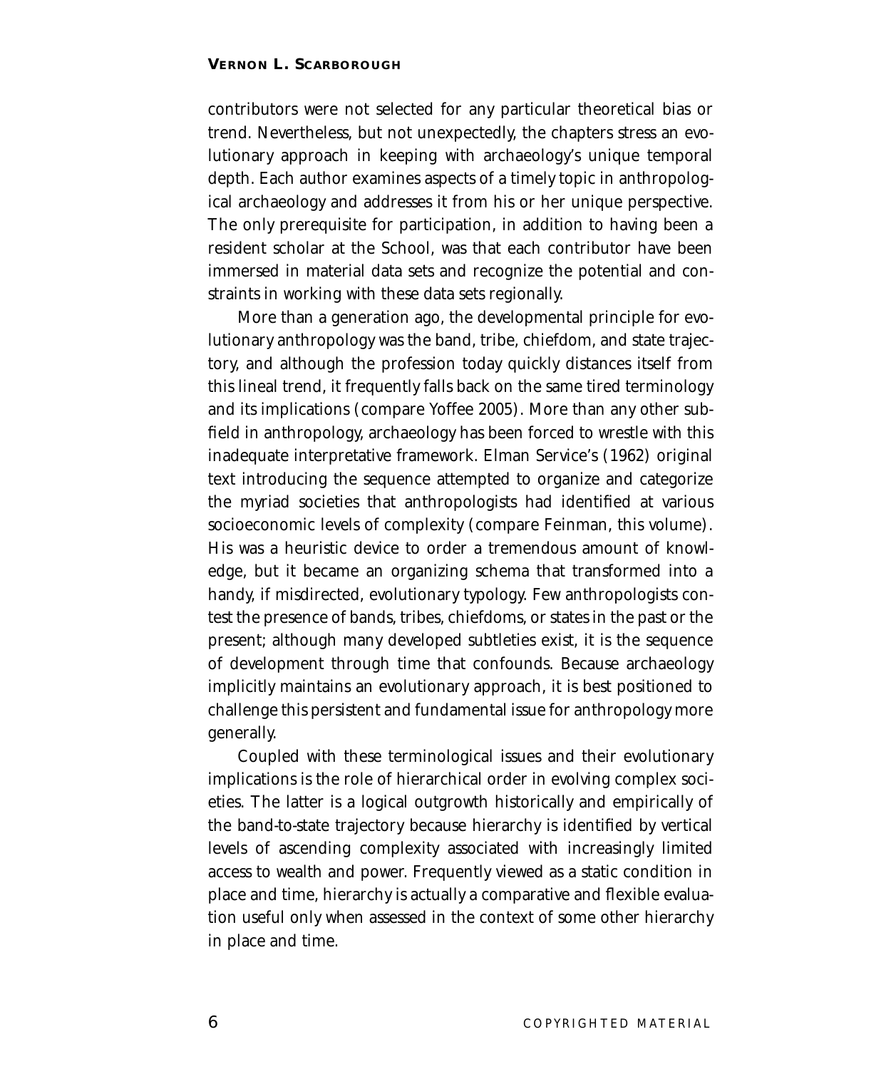contributors were not selected for any particular theoretical bias or trend. Nevertheless, but not unexpectedly, the chapters stress an evolutionary approach in keeping with archaeology's unique temporal depth. Each author examines aspects of a timely topic in anthropological archaeology and addresses it from his or her unique perspective. The only prerequisite for participation, in addition to having been a resident scholar at the School, was that each contributor have been immersed in material data sets and recognize the potential and constraints in working with these data sets regionally.

More than a generation ago, the developmental principle for evolutionary anthropology was the band, tribe, chiefdom, and state trajectory, and although the profession today quickly distances itself from this lineal trend, it frequently falls back on the same tired terminology and its implications (compare Yoffee 2005). More than any other subfield in anthropology, archaeology has been forced to wrestle with this inadequate interpretative framework. Elman Service's (1962) original text introducing the sequence attempted to organize and categorize the myriad societies that anthropologists had identified at various socioeconomic levels of complexity (compare Feinman, this volume). His was a heuristic device to order a tremendous amount of knowledge, but it became an organizing schema that transformed into a handy, if misdirected, evolutionary typology. Few anthropologists contest the presence of bands, tribes, chiefdoms, or states in the past or the present; although many developed subtleties exist, it is the sequence of development through time that confounds. Because archaeology implicitly maintains an evolutionary approach, it is best positioned to challenge this persistent and fundamental issue for anthropology more generally.

Coupled with these terminological issues and their evolutionary implications is the role of hierarchical order in evolving complex societies. The latter is a logical outgrowth historically and empirically of the band-to-state trajectory because hierarchy is identified by vertical levels of ascending complexity associated with increasingly limited access to wealth and power. Frequently viewed as a static condition in place and time, hierarchy is actually a comparative and flexible evaluation useful only when assessed in the context of some other hierarchy in place and time.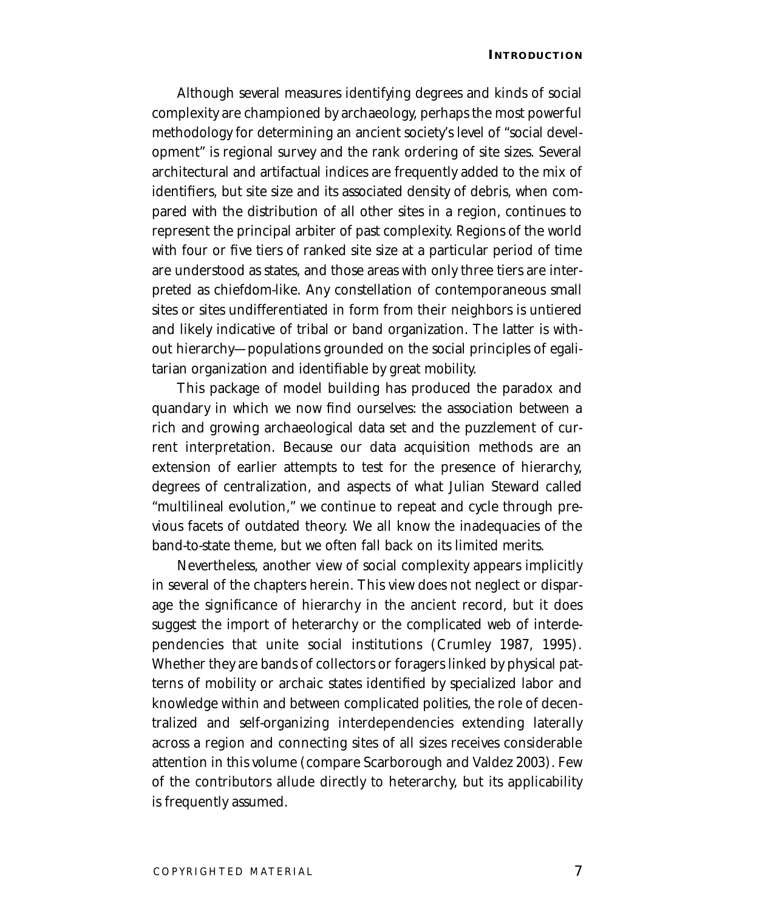Although several measures identifying degrees and kinds of social complexity are championed by archaeology, perhaps the most powerful methodology for determining an ancient society's level of "social development" is regional survey and the rank ordering of site sizes. Several architectural and artifactual indices are frequently added to the mix of identifiers, but site size and its associated density of debris, when compared with the distribution of all other sites in a region, continues to represent the principal arbiter of past complexity. Regions of the world with four or five tiers of ranked site size at a particular period of time are understood as states, and those areas with only three tiers are interpreted as chiefdom-like. Any constellation of contemporaneous small sites or sites undifferentiated in form from their neighbors is untiered and likely indicative of tribal or band organization. The latter is without hierarchy—populations grounded on the social principles of egalitarian organization and identifiable by great mobility.

This package of model building has produced the paradox and quandary in which we now find ourselves: the association between a rich and growing archaeological data set and the puzzlement of current interpretation. Because our data acquisition methods are an extension of earlier attempts to test for the presence of hierarchy, degrees of centralization, and aspects of what Julian Steward called "multilineal evolution," we continue to repeat and cycle through previous facets of outdated theory. We all know the inadequacies of the band-to-state theme, but we often fall back on its limited merits.

Nevertheless, another view of social complexity appears implicitly in several of the chapters herein. This view does not neglect or disparage the significance of hierarchy in the ancient record, but it does suggest the import of heterarchy or the complicated web of interdependencies that unite social institutions (Crumley 1987, 1995). Whether they are bands of collectors or foragers linked by physical patterns of mobility or archaic states identified by specialized labor and knowledge within and between complicated polities, the role of decentralized and self-organizing interdependencies extending laterally across a region and connecting sites of all sizes receives considerable attention in this volume (compare Scarborough and Valdez 2003). Few of the contributors allude directly to heterarchy, but its applicability is frequently assumed.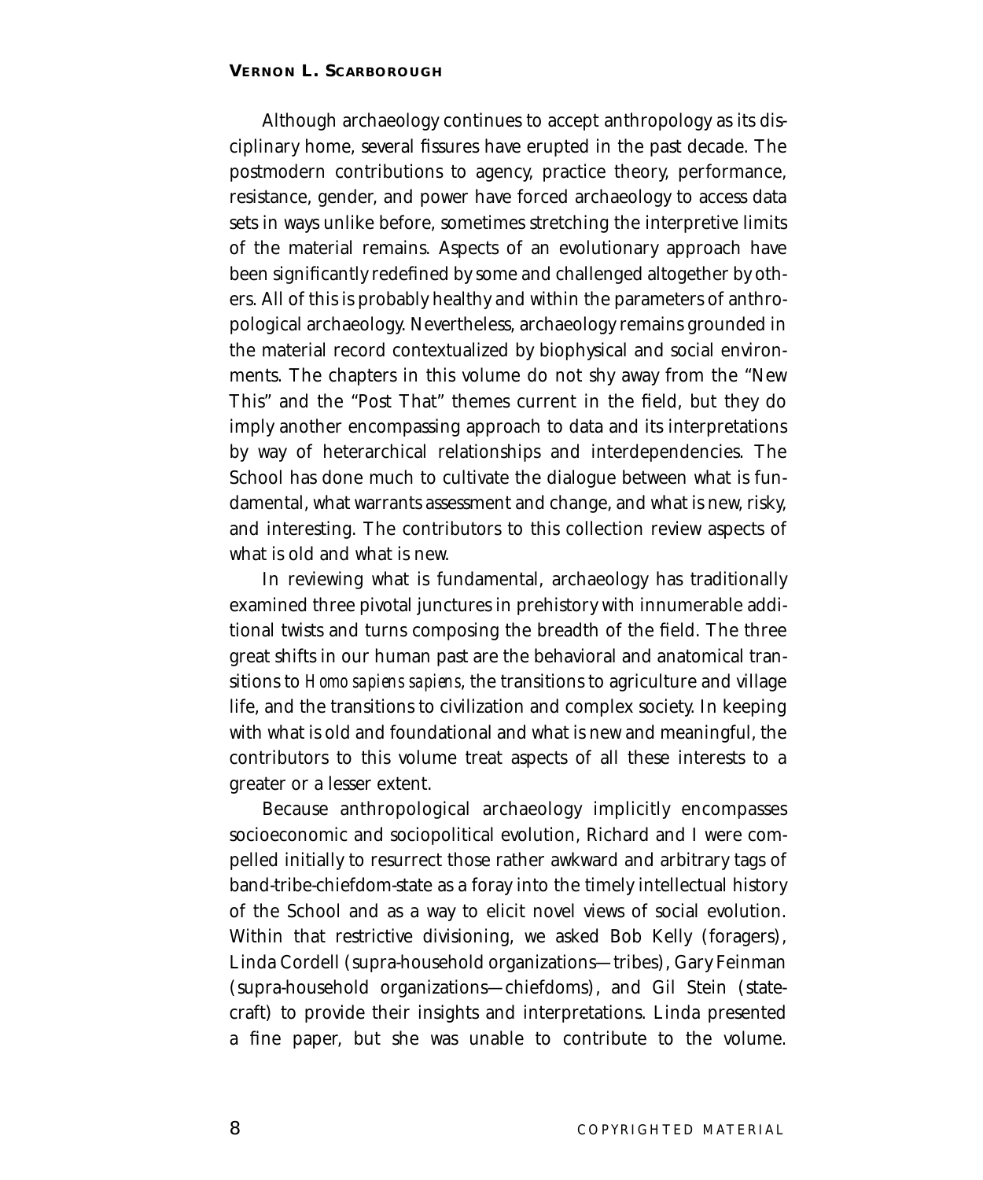Although archaeology continues to accept anthropology as its disciplinary home, several fissures have erupted in the past decade. The postmodern contributions to agency, practice theory, performance, resistance, gender, and power have forced archaeology to access data sets in ways unlike before, sometimes stretching the interpretive limits of the material remains. Aspects of an evolutionary approach have been significantly redefined by some and challenged altogether by others. All of this is probably healthy and within the parameters of anthropological archaeology. Nevertheless, archaeology remains grounded in the material record contextualized by biophysical and social environments. The chapters in this volume do not shy away from the "New This" and the "Post That" themes current in the field, but they do imply another encompassing approach to data and its interpretations by way of heterarchical relationships and interdependencies. The School has done much to cultivate the dialogue between what is fundamental, what warrants assessment and change, and what is new, risky, and interesting. The contributors to this collection review aspects of what is old and what is new.

In reviewing what is fundamental, archaeology has traditionally examined three pivotal junctures in prehistory with innumerable additional twists and turns composing the breadth of the field. The three great shifts in our human past are the behavioral and anatomical transitions to *Homo sapiens sapiens*, the transitions to agriculture and village life, and the transitions to civilization and complex society. In keeping with what is old and foundational and what is new and meaningful, the contributors to this volume treat aspects of all these interests to a greater or a lesser extent.

Because anthropological archaeology implicitly encompasses socioeconomic and sociopolitical evolution, Richard and I were compelled initially to resurrect those rather awkward and arbitrary tags of band-tribe-chiefdom-state as a foray into the timely intellectual history of the School and as a way to elicit novel views of social evolution. Within that restrictive divisioning, we asked Bob Kelly (foragers), Linda Cordell (supra-household organizations—tribes), Gary Feinman (supra-household organizations—chiefdoms), and Gil Stein (statecraft) to provide their insights and interpretations. Linda presented a fine paper, but she was unable to contribute to the volume.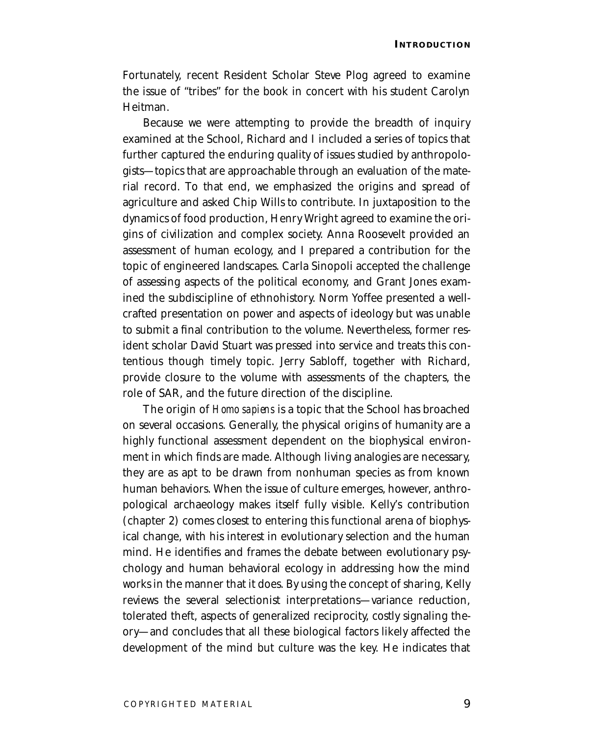Fortunately, recent Resident Scholar Steve Plog agreed to examine the issue of "tribes" for the book in concert with his student Carolyn Heitman.

Because we were attempting to provide the breadth of inquiry examined at the School, Richard and I included a series of topics that further captured the enduring quality of issues studied by anthropologists—topics that are approachable through an evaluation of the material record. To that end, we emphasized the origins and spread of agriculture and asked Chip Wills to contribute. In juxtaposition to the dynamics of food production, Henry Wright agreed to examine the origins of civilization and complex society. Anna Roosevelt provided an assessment of human ecology, and I prepared a contribution for the topic of engineered landscapes. Carla Sinopoli accepted the challenge of assessing aspects of the political economy, and Grant Jones examined the subdiscipline of ethnohistory. Norm Yoffee presented a well-crafted presentation on power and aspects of ideology but was unable to submit a final contribution to the volume. Nevertheless, former resident scholar David Stuart was pressed into service and treats this contentious though timely topic. Jerry Sabloff, together with Richard, provide closure to the volume with assessments of the chapters, the role of SAR, and the future direction of the discipline.

The origin of *Homo sapiens* is a topic that the School has broached on several occasions. Generally, the physical origins of humanity are a highly functional assessment dependent on the biophysical environment in which finds are made. Although living analogies are necessary, they are as apt to be drawn from nonhuman species as from known human behaviors. When the issue of culture emerges, however, anthropological archaeology makes itself fully visible. Kelly's contribution (chapter 2) comes closest to entering this functional arena of biophysical change, with his interest in evolutionary selection and the human mind. He identifies and frames the debate between evolutionary psychology and human behavioral ecology in addressing how the mind works in the manner that it does. By using the concept of sharing, Kelly reviews the several selectionist interpretations—variance reduction, tolerated theft, aspects of generalized reciprocity, costly signaling theory—and concludes that all these biological factors likely affected the development of the mind but culture was the key. He indicates that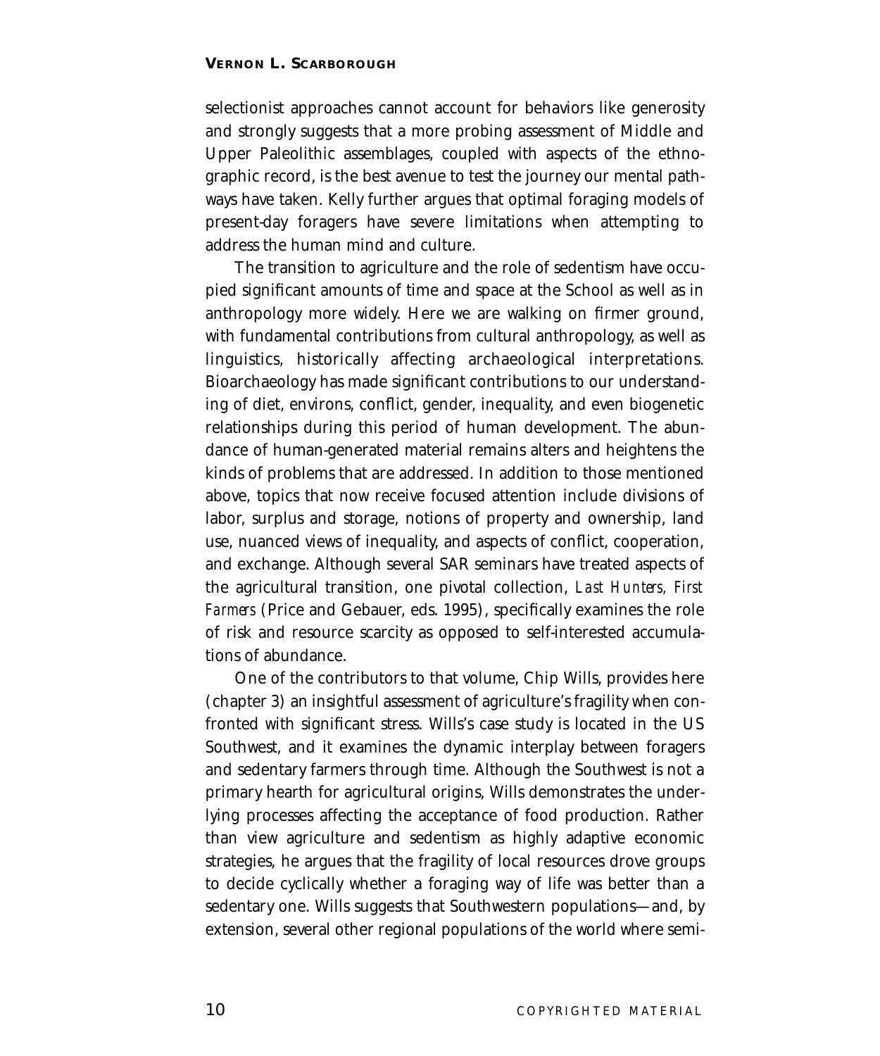selectionist approaches cannot account for behaviors like generosity and strongly suggests that a more probing assessment of Middle and Upper Paleolithic assemblages, coupled with aspects of the ethnographic record, is the best avenue to test the journey our mental pathways have taken. Kelly further argues that optimal foraging models of present-day foragers have severe limitations when attempting to address the human mind and culture.

The transition to agriculture and the role of sedentism have occupied significant amounts of time and space at the School as well as in anthropology more widely. Here we are walking on firmer ground, with fundamental contributions from cultural anthropology, as well as linguistics, historically affecting archaeological interpretations. Bioarchaeology has made significant contributions to our understanding of diet, environs, conflict, gender, inequality, and even biogenetic relationships during this period of human development. The abundance of human-generated material remains alters and heightens the kinds of problems that are addressed. In addition to those mentioned above, topics that now receive focused attention include divisions of labor, surplus and storage, notions of property and ownership, land use, nuanced views of inequality, and aspects of conflict, cooperation, and exchange. Although several SAR seminars have treated aspects of the agricultural transition, one pivotal collection, *Last Hunters, First Farmers* (Price and Gebauer, eds. 1995), specifically examines the role of risk and resource scarcity as opposed to self-interested accumulations of abundance.

One of the contributors to that volume, Chip Wills, provides here (chapter 3) an insightful assessment of agriculture's fragility when confronted with significant stress. Wills's case study is located in the US Southwest, and it examines the dynamic interplay between foragers and sedentary farmers through time. Although the Southwest is not a primary hearth for agricultural origins, Wills demonstrates the underlying processes affecting the acceptance of food production. Rather than view agriculture and sedentism as highly adaptive economic strategies, he argues that the fragility of local resources drove groups to decide cyclically whether a foraging way of life was better than a sedentary one. Wills suggests that Southwestern populations—and, by extension, several other regional populations of the world where semi-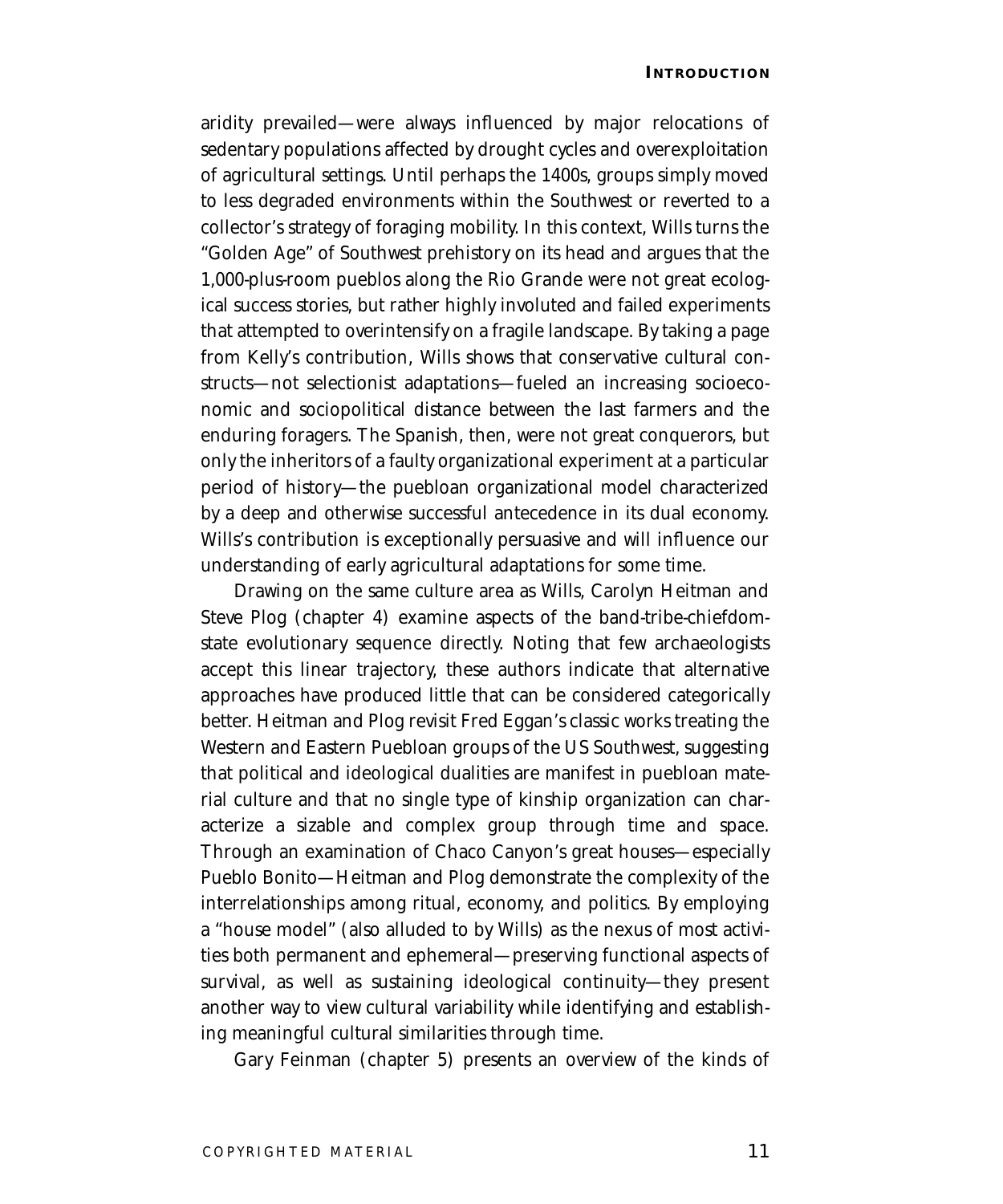aridity prevailed—were always influenced by major relocations of sedentary populations affected by drought cycles and overexploitation of agricultural settings. Until perhaps the 1400s, groups simply moved to less degraded environments within the Southwest or reverted to a collector's strategy of foraging mobility. In this context, Wills turns the "Golden Age" of Southwest prehistory on its head and argues that the 1,000-plus-room pueblos along the Rio Grande were not great ecological success stories, but rather highly involuted and failed experiments that attempted to overintensify on a fragile landscape. By taking a page from Kelly's contribution, Wills shows that conservative cultural constructs—not selectionist adaptations—fueled an increasing socioeconomic and sociopolitical distance between the last farmers and the enduring foragers. The Spanish, then, were not great conquerors, but only the inheritors of a faulty organizational experiment at a particular period of history—the puebloan organizational model characterized by a deep and otherwise successful antecedence in its dual economy. Wills's contribution is exceptionally persuasive and will influence our understanding of early agricultural adaptations for some time.

Drawing on the same culture area as Wills, Carolyn Heitman and Steve Plog (chapter 4) examine aspects of the band-tribe-chiefdom-state evolutionary sequence directly. Noting that few archaeologists accept this linear trajectory, these authors indicate that alternative approaches have produced little that can be considered categorically better. Heitman and Plog revisit Fred Eggan's classic works treating the Western and Eastern Puebloan groups of the US Southwest, suggesting that political and ideological dualities are manifest in puebloan material culture and that no single type of kinship organization can characterize a sizable and complex group through time and space. Through an examination of Chaco Canyon's great houses—especially Pueblo Bonito—Heitman and Plog demonstrate the complexity of the interrelationships among ritual, economy, and politics. By employing a "house model" (also alluded to by Wills) as the nexus of most activities both permanent and ephemeral—preserving functional aspects of survival, as well as sustaining ideological continuity—they present another way to view cultural variability while identifying and establishing meaningful cultural similarities through time.

Gary Feinman (chapter 5) presents an overview of the kinds of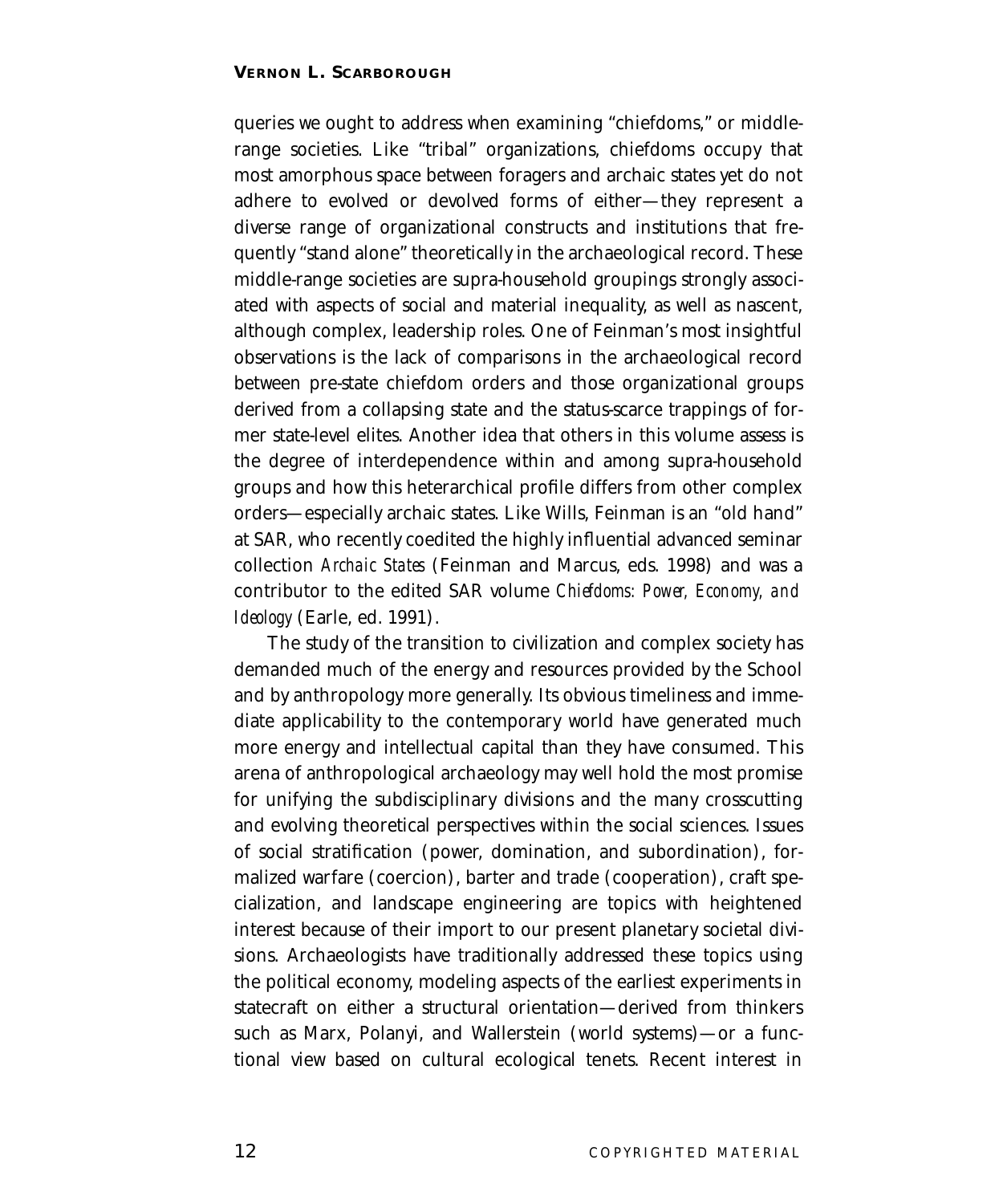queries we ought to address when examining "chiefdoms," or middle-range societies. Like "tribal" organizations, chiefdoms occupy that most amorphous space between foragers and archaic states yet do not adhere to evolved or devolved forms of either—they represent a diverse range of organizational constructs and institutions that frequently "stand alone" theoretically in the archaeological record. These middle-range societies are supra-household groupings strongly associated with aspects of social and material inequality, as well as nascent, although complex, leadership roles. One of Feinman's most insightful observations is the lack of comparisons in the archaeological record between pre-state chiefdom orders and those organizational groups derived from a collapsing state and the status-scarce trappings of former state-level elites. Another idea that others in this volume assess is the degree of interdependence within and among supra-household groups and how this heterarchical profile differs from other complex orders—especially archaic states. Like Wills, Feinman is an "old hand" at SAR, who recently coedited the highly influential advanced seminar collection *Archaic States* (Feinman and Marcus, eds. 1998) and was a contributor to the edited SAR volume *Chiefdoms: Power, Economy, and Ideology* (Earle, ed. 1991).

The study of the transition to civilization and complex society has demanded much of the energy and resources provided by the School and by anthropology more generally. Its obvious timeliness and immediate applicability to the contemporary world have generated much more energy and intellectual capital than they have consumed. This arena of anthropological archaeology may well hold the most promise for unifying the subdisciplinary divisions and the many crosscutting and evolving theoretical perspectives within the social sciences. Issues of social stratification (power, domination, and subordination), formalized warfare (coercion), barter and trade (cooperation), craft specialization, and landscape engineering are topics with heightened interest because of their import to our present planetary societal divisions. Archaeologists have traditionally addressed these topics using the political economy, modeling aspects of the earliest experiments in statecraft on either a structural orientation—derived from thinkers such as Marx, Polanyi, and Wallerstein (world systems)—or a functional view based on cultural ecological tenets. Recent interest in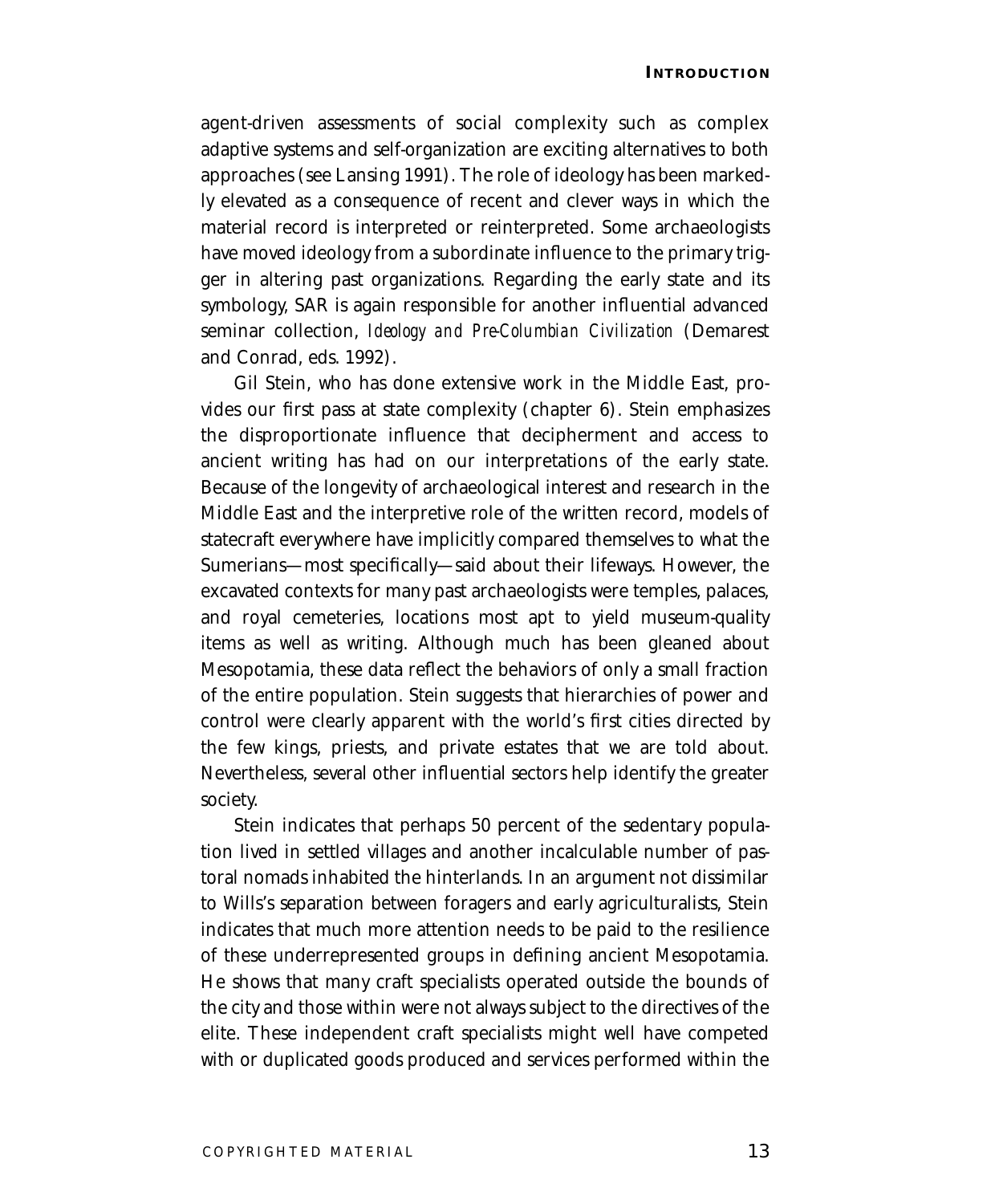agent-driven assessments of social complexity such as complex adaptive systems and self-organization are exciting alternatives to both approaches (see Lansing 1991). The role of ideology has been markedly elevated as a consequence of recent and clever ways in which the material record is interpreted or reinterpreted. Some archaeologists have moved ideology from a subordinate influence to the primary trigger in altering past organizations. Regarding the early state and its symbology, SAR is again responsible for another influential advanced seminar collection, *Ideology and Pre-Columbian Civilization* (Demarest and Conrad, eds. 1992).

Gil Stein, who has done extensive work in the Middle East, provides our first pass at state complexity (chapter 6). Stein emphasizes the disproportionate influence that decipherment and access to ancient writing has had on our interpretations of the early state. Because of the longevity of archaeological interest and research in the Middle East and the interpretive role of the written record, models of statecraft everywhere have implicitly compared themselves to what the Sumerians—most specifically—said about their lifeways. However, the excavated contexts for many past archaeologists were temples, palaces, and royal cemeteries, locations most apt to yield museum-quality items as well as writing. Although much has been gleaned about Mesopotamia, these data reflect the behaviors of only a small fraction of the entire population. Stein suggests that hierarchies of power and control were clearly apparent with the world's first cities directed by the few kings, priests, and private estates that we are told about. Nevertheless, several other influential sectors help identify the greater society.

Stein indicates that perhaps 50 percent of the sedentary population lived in settled villages and another incalculable number of pastoral nomads inhabited the hinterlands. In an argument not dissimilar to Wills's separation between foragers and early agriculturalists, Stein indicates that much more attention needs to be paid to the resilience of these underrepresented groups in defining ancient Mesopotamia. He shows that many craft specialists operated outside the bounds of the city and those within were not always subject to the directives of the elite. These independent craft specialists might well have competed with or duplicated goods produced and services performed within the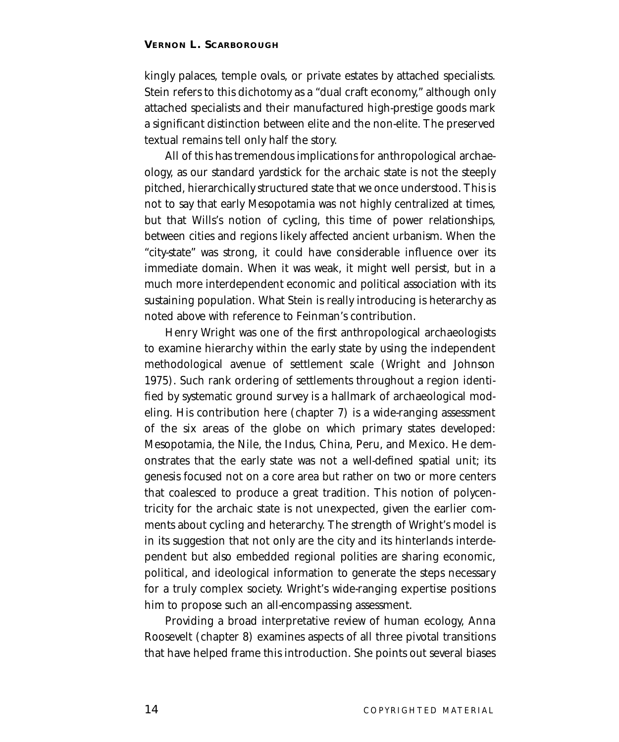kingly palaces, temple ovals, or private estates by attached specialists. Stein refers to this dichotomy as a "dual craft economy," although only attached specialists and their manufactured high-prestige goods mark a significant distinction between elite and the non-elite. The preserved textual remains tell only half the story.

All of this has tremendous implications for anthropological archaeology, as our standard yardstick for the archaic state is not the steeply pitched, hierarchically structured state that we once understood. This is not to say that early Mesopotamia was not highly centralized at times, but that Wills's notion of cycling, this time of power relationships, between cities and regions likely affected ancient urbanism. When the "city-state" was strong, it could have considerable influence over its immediate domain. When it was weak, it might well persist, but in a much more interdependent economic and political association with its sustaining population. What Stein is really introducing is heterarchy as noted above with reference to Feinman's contribution.

Henry Wright was one of the first anthropological archaeologists to examine hierarchy within the early state by using the independent methodological avenue of settlement scale (Wright and Johnson 1975). Such rank ordering of settlements throughout a region identified by systematic ground survey is a hallmark of archaeological modeling. His contribution here (chapter 7) is a wide-ranging assessment of the six areas of the globe on which primary states developed: Mesopotamia, the Nile, the Indus, China, Peru, and Mexico. He demonstrates that the early state was not a well-defined spatial unit; its genesis focused not on a core area but rather on two or more centers that coalesced to produce a great tradition. This notion of polycentricity for the archaic state is not unexpected, given the earlier comments about cycling and heterarchy. The strength of Wright's model is in its suggestion that not only are the city and its hinterlands interdependent but also embedded regional polities are sharing economic, political, and ideological information to generate the steps necessary for a truly complex society. Wright's wide-ranging expertise positions him to propose such an all-encompassing assessment.

Providing a broad interpretative review of human ecology, Anna Roosevelt (chapter 8) examines aspects of all three pivotal transitions that have helped frame this introduction. She points out several biases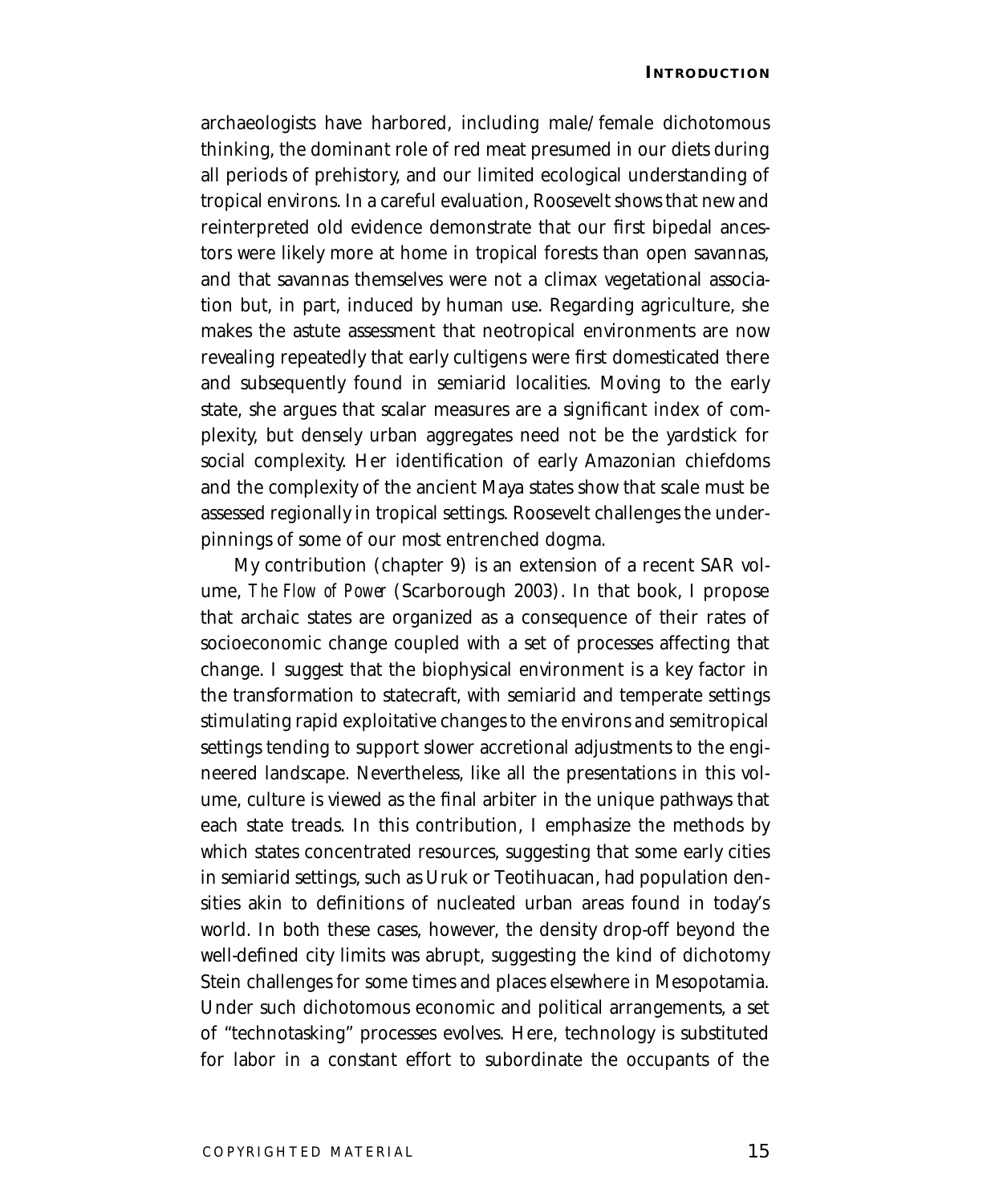archaeologists have harbored, including male/female dichotomous thinking, the dominant role of red meat presumed in our diets during all periods of prehistory, and our limited ecological understanding of tropical environs. In a careful evaluation, Roosevelt shows that new and reinterpreted old evidence demonstrate that our first bipedal ancestors were likely more at home in tropical forests than open savannas, and that savannas themselves were not a climax vegetational association but, in part, induced by human use. Regarding agriculture, she makes the astute assessment that neotropical environments are now revealing repeatedly that early cultigens were first domesticated there and subsequently found in semiarid localities. Moving to the early state, she argues that scalar measures are a significant index of complexity, but densely urban aggregates need not be the yardstick for social complexity. Her identification of early Amazonian chiefdoms and the complexity of the ancient Maya states show that scale must be assessed regionally in tropical settings. Roosevelt challenges the underpinnings of some of our most entrenched dogma.

My contribution (chapter 9) is an extension of a recent SAR volume, *The Flow of Power* (Scarborough 2003). In that book, I propose that archaic states are organized as a consequence of their rates of socioeconomic change coupled with a set of processes affecting that change. I suggest that the biophysical environment is a key factor in the transformation to statecraft, with semiarid and temperate settings stimulating rapid exploitative changes to the environs and semitropical settings tending to support slower accretional adjustments to the engineered landscape. Nevertheless, like all the presentations in this volume, culture is viewed as the final arbiter in the unique pathways that each state treads. In this contribution, I emphasize the methods by which states concentrated resources, suggesting that some early cities in semiarid settings, such as Uruk or Teotihuacan, had population densities akin to definitions of nucleated urban areas found in today's world. In both these cases, however, the density drop-off beyond the well-defined city limits was abrupt, suggesting the kind of dichotomy Stein challenges for some times and places elsewhere in Mesopotamia. Under such dichotomous economic and political arrangements, a set of "technotasking" processes evolves. Here, technology is substituted for labor in a constant effort to subordinate the occupants of the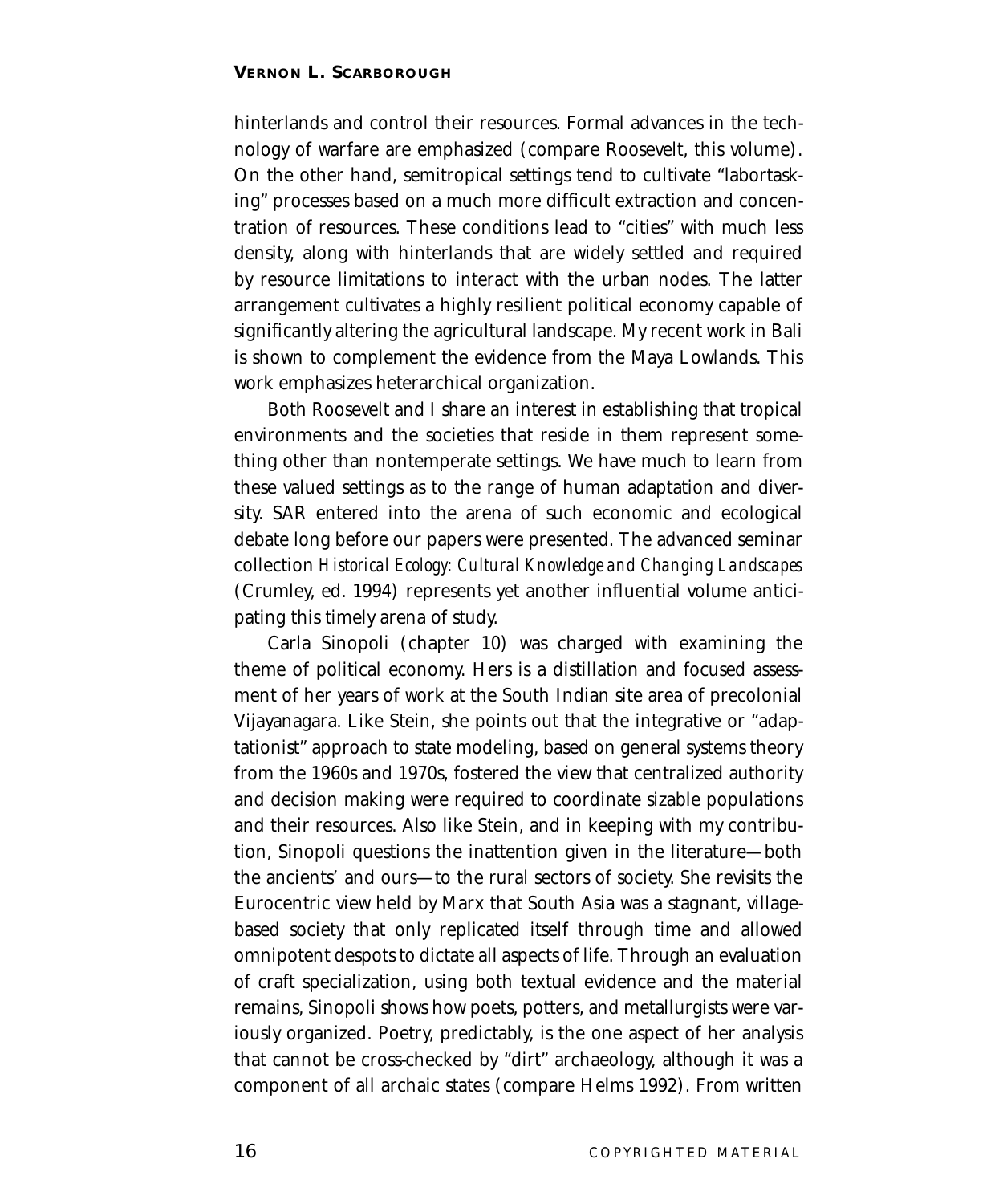hinterlands and control their resources. Formal advances in the technology of warfare are emphasized (compare Roosevelt, this volume). On the other hand, semitropical settings tend to cultivate "labortasking" processes based on a much more difficult extraction and concentration of resources. These conditions lead to "cities" with much less density, along with hinterlands that are widely settled and required by resource limitations to interact with the urban nodes. The latter arrangement cultivates a highly resilient political economy capable of significantly altering the agricultural landscape. My recent work in Bali is shown to complement the evidence from the Maya Lowlands. This work emphasizes heterarchical organization.

Both Roosevelt and I share an interest in establishing that tropical environments and the societies that reside in them represent something other than nontemperate settings. We have much to learn from these valued settings as to the range of human adaptation and diversity. SAR entered into the arena of such economic and ecological debate long before our papers were presented. The advanced seminar collection *Historical Ecology: Cultural Knowledge and Changing Landscapes* (Crumley, ed. 1994) represents yet another influential volume anticipating this timely arena of study.

Carla Sinopoli (chapter 10) was charged with examining the theme of political economy. Hers is a distillation and focused assessment of her years of work at the South Indian site area of precolonial Vijayanagara. Like Stein, she points out that the integrative or "adaptationist" approach to state modeling, based on general systems theory from the 1960s and 1970s, fostered the view that centralized authority and decision making were required to coordinate sizable populations and their resources. Also like Stein, and in keeping with my contribution, Sinopoli questions the inattention given in the literature—both the ancients' and ours—to the rural sectors of society. She revisits the Eurocentric view held by Marx that South Asia was a stagnant, village-based society that only replicated itself through time and allowed omnipotent despots to dictate all aspects of life. Through an evaluation of craft specialization, using both textual evidence and the material remains, Sinopoli shows how poets, potters, and metallurgists were variously organized. Poetry, predictably, is the one aspect of her analysis that cannot be cross-checked by "dirt" archaeology, although it was a component of all archaic states (compare Helms 1992). From written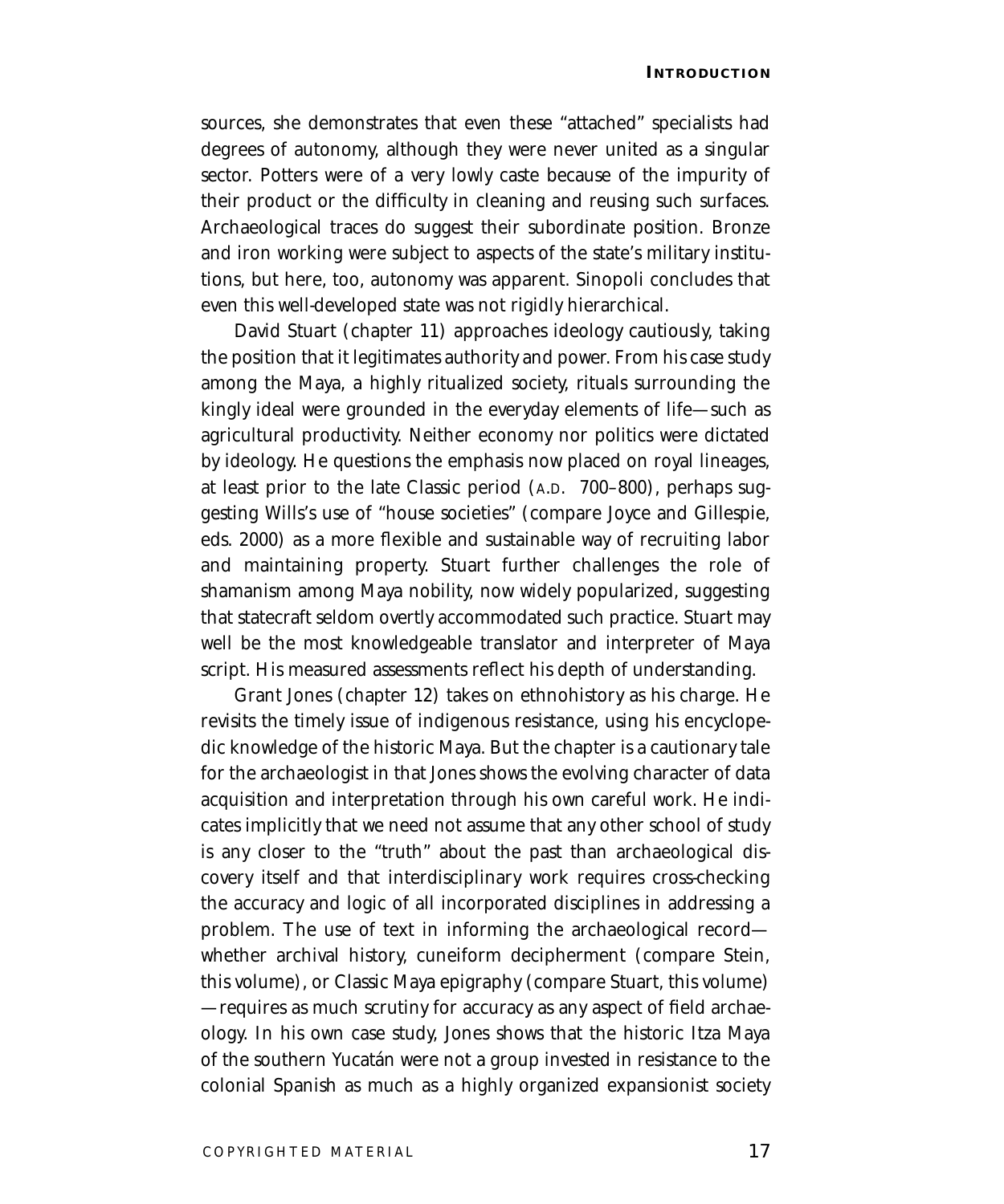sources, she demonstrates that even these "attached" specialists had degrees of autonomy, although they were never united as a singular sector. Potters were of a very lowly caste because of the impurity of their product or the difficulty in cleaning and reusing such surfaces. Archaeological traces do suggest their subordinate position. Bronze and iron working were subject to aspects of the state's military institutions, but here, too, autonomy was apparent. Sinopoli concludes that even this well-developed state was not rigidly hierarchical.

David Stuart (chapter 11) approaches ideology cautiously, taking the position that it legitimates authority and power. From his case study among the Maya, a highly ritualized society, rituals surrounding the kingly ideal were grounded in the everyday elements of life—such as agricultural productivity. Neither economy nor politics were dictated by ideology. He questions the emphasis now placed on royal lineages, at least prior to the late Classic period (A.D. 700–800), perhaps suggesting Wills's use of "house societies" (compare Joyce and Gillespie, eds. 2000) as a more flexible and sustainable way of recruiting labor and maintaining property. Stuart further challenges the role of shamanism among Maya nobility, now widely popularized, suggesting that statecraft seldom overtly accommodated such practice. Stuart may well be the most knowledgeable translator and interpreter of Maya script. His measured assessments reflect his depth of understanding.

Grant Jones (chapter 12) takes on ethnohistory as his charge. He revisits the timely issue of indigenous resistance, using his encyclopedic knowledge of the historic Maya. But the chapter is a cautionary tale for the archaeologist in that Jones shows the evolving character of data acquisition and interpretation through his own careful work. He indicates implicitly that we need not assume that any other school of study is any closer to the "truth" about the past than archaeological discovery itself and that interdisciplinary work requires cross-checking the accuracy and logic of all incorporated disciplines in addressing a problem. The use of text in informing the archaeological record—whether archival history, cuneiform decipherment (compare Stein, this volume), or Classic Maya epigraphy (compare Stuart, this volume)—requires as much scrutiny for accuracy as any aspect of field archaeology. In his own case study, Jones shows that the historic Itza Maya of the southern Yucatán were not a group invested in resistance to the colonial Spanish as much as a highly organized expansionist society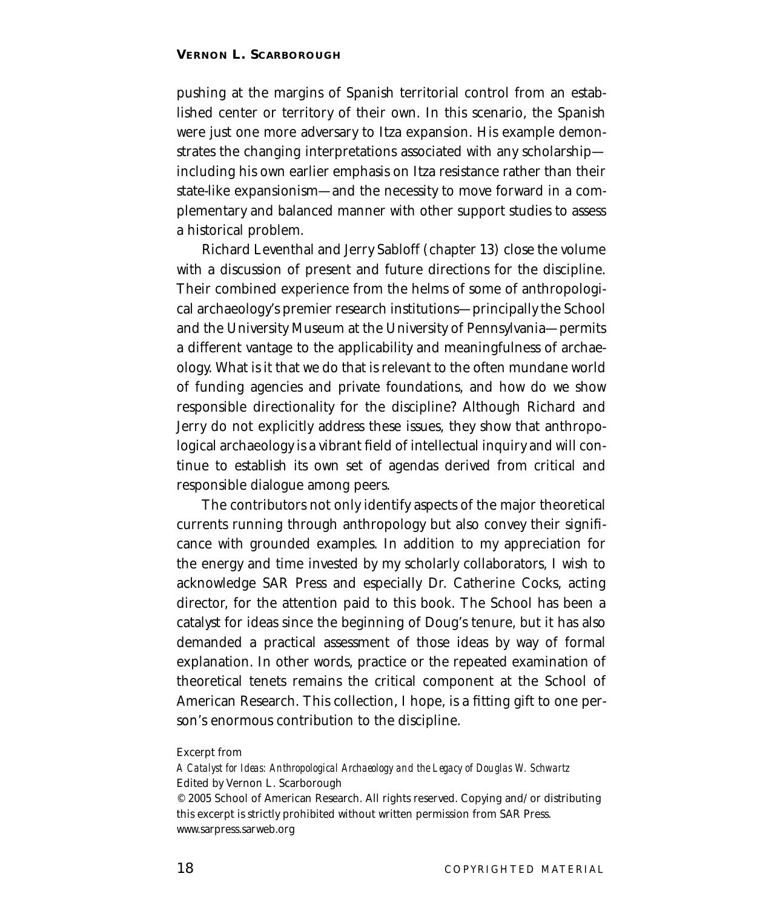pushing at the margins of Spanish territorial control from an established center or territory of their own. In this scenario, the Spanish were just one more adversary to Itza expansion. His example demonstrates the changing interpretations associated with any scholarship—including his own earlier emphasis on Itza resistance rather than their state-like expansionism—and the necessity to move forward in a complementary and balanced manner with other support studies to assess a historical problem.

Richard Leventhal and Jerry Sabloff (chapter 13) close the volume with a discussion of present and future directions for the discipline. Their combined experience from the helms of some of anthropological archaeology's premier research institutions—principally the School and the University Museum at the University of Pennsylvania—permits a different vantage to the applicability and meaningfulness of archaeology. What is it that we do that is relevant to the often mundane world of funding agencies and private foundations, and how do we show responsible directionality for the discipline? Although Richard and Jerry do not explicitly address these issues, they show that anthropological archaeology is a vibrant field of intellectual inquiry and will continue to establish its own set of agendas derived from critical and responsible dialogue among peers.

The contributors not only identify aspects of the major theoretical currents running through anthropology but also convey their significance with grounded examples. In addition to my appreciation for the energy and time invested by my scholarly collaborators, I wish to acknowledge SAR Press and especially Dr. Catherine Cocks, acting director, for the attention paid to this book. The School has been a catalyst for ideas since the beginning of Doug's tenure, but it has also demanded a practical assessment of those ideas by way of formal explanation. In other words, practice or the repeated examination of theoretical tenets remains the critical component at the School of American Research. This collection, I hope, is a fitting gift to one person's enormous contribution to the discipline.

Excerpt from
*A Catalyst for Ideas: Anthropological Archaeology and the Legacy of Douglas W. Schwartz*
Edited by Vernon L. Scarborough
© 2005 School of American Research. All rights reserved. Copying and/or distributing this excerpt is strictly prohibited without written permission from SAR Press.
www.sarpress.sarweb.org